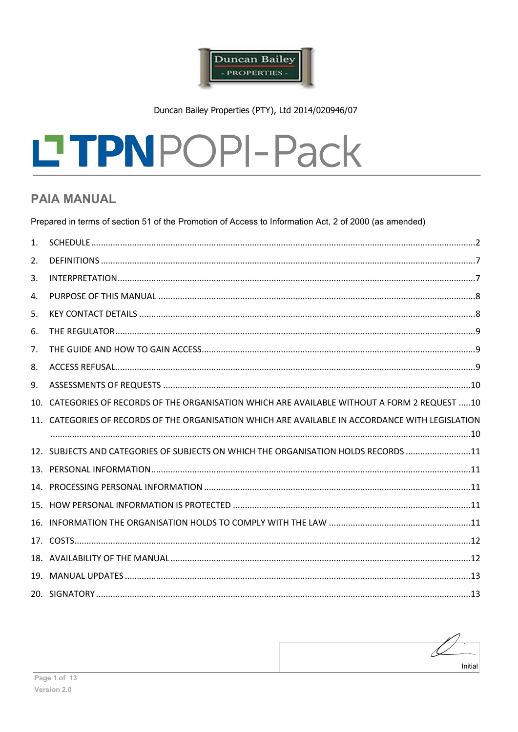Duncan Bailey Properties (PTY), Ltd 2014/020946/07

# TPN POPI-Pack

## PAIA MANUAL

Prepared in terms of section 51 of the Promotion of Access to Information Act, 2 of 2000 (as amended)

1. SCHEDULE .....2
2. DEFINITIONS .....7
3. INTERPRETATION .....7
4. PURPOSE OF THIS MANUAL .....8
5. KEY CONTACT DETAILS .....8
6. THE REGULATOR .....9
7. THE GUIDE AND HOW TO GAIN ACCESS .....9
8. ACCESS REFUSAL .....9
9. ASSESSMENTS OF REQUESTS .....10
10. CATEGORIES OF RECORDS OF THE ORGANISATION WHICH ARE AVAILABLE WITHOUT A FORM 2 REQUEST .....10
11. CATEGORIES OF RECORDS OF THE ORGANISATION WHICH ARE AVAILABLE IN ACCORDANCE WITH LEGISLATION .....10
12. SUBJECTS AND CATEGORIES OF SUBJECTS ON WHICH THE ORGANISATION HOLDS RECORDS .....11
13. PERSONAL INFORMATION .....11
14. PROCESSING PERSONAL INFORMATION .....11
15. HOW PERSONAL INFORMATION IS PROTECTED .....11
16. INFORMATION THE ORGANISATION HOLDS TO COMPLY WITH THE LAW .....11
17. COSTS .....12
18. AVAILABILITY OF THE MANUAL .....12
19. MANUAL UPDATES .....13
20. SIGNATORY .....13

Initial

Version 2.0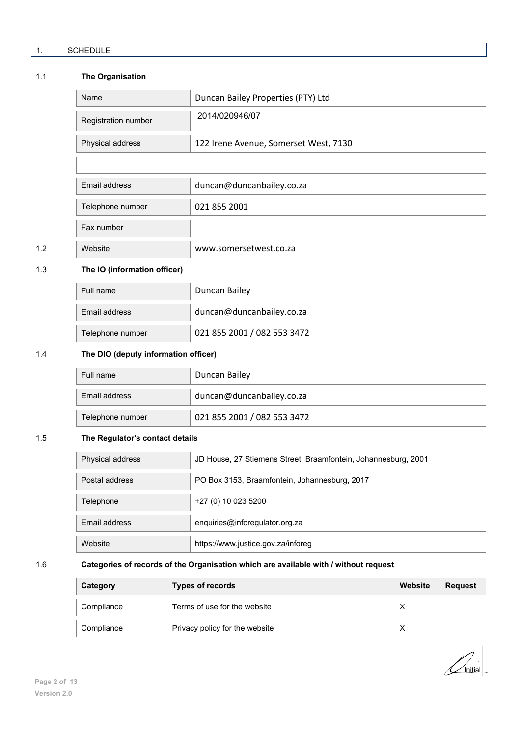## 1. SCHEDULE

### 1.1 The Organisation

| | |
|---|---|
| Name | Duncan Bailey Properties (PTY) Ltd |
| Registration number | 2014/020946/07 |
| Physical address | 122 Irene Avenue, Somerset West, 7130 |
| | |
| Email address | duncan@duncanbailey.co.za |
| Telephone number | 021 855 2001 |
| Fax number | |
| Website | www.somersetwest.co.za |

### 1.3 The IO (information officer)

| | |
|---|---|
| Full name | Duncan Bailey |
| Email address | duncan@duncanbailey.co.za |
| Telephone number | 021 855 2001 / 082 553 3472 |

### 1.4 The DIO (deputy information officer)

| | |
|---|---|
| Full name | Duncan Bailey |
| Email address | duncan@duncanbailey.co.za |
| Telephone number | 021 855 2001 / 082 553 3472 |

### 1.5 The Regulator's contact details

| | |
|---|---|
| Physical address | JD House, 27 Stiemens Street, Braamfontein, Johannesburg, 2001 |
| Postal address | PO Box 3153, Braamfontein, Johannesburg, 2017 |
| Telephone | +27 (0) 10 023 5200 |
| Email address | enquiries@inforegulator.org.za |
| Website | https://www.justice.gov.za/inforeg |

### 1.6 Categories of records of the Organisation which are available with / without request

| Category | Types of records | Website | Request |
|---|---|---|---|
| Compliance | Terms of use for the website | X | |
| Compliance | Privacy policy for the website | X | |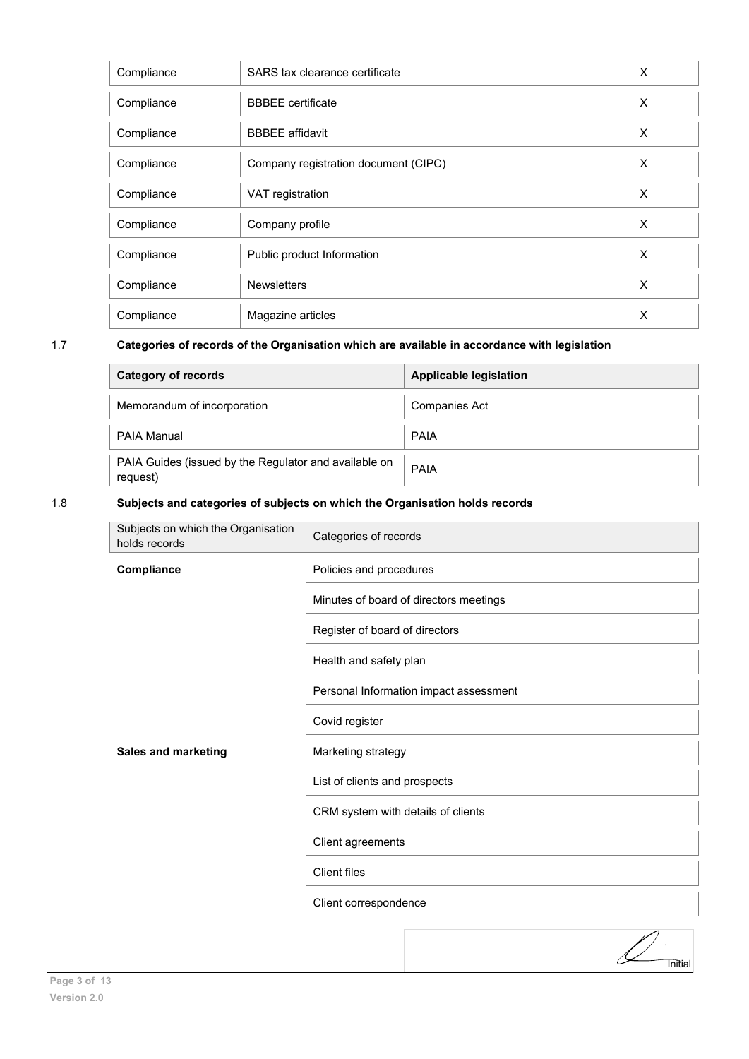| | | | |
|---|---|---|---|
| Compliance | SARS tax clearance certificate | | X |
| Compliance | BBBEE certificate | | X |
| Compliance | BBBEE affidavit | | X |
| Compliance | Company registration document (CIPC) | | X |
| Compliance | VAT registration | | X |
| Compliance | Company profile | | X |
| Compliance | Public product Information | | X |
| Compliance | Newsletters | | X |
| Compliance | Magazine articles | | X |

1.7 **Categories of records of the Organisation which are available in accordance with legislation**

| Category of records | Applicable legislation |
|---|---|
| Memorandum of incorporation | Companies Act |
| PAIA Manual | PAIA |
| PAIA Guides (issued by the Regulator and available on request) | PAIA |

1.8 **Subjects and categories of subjects on which the Organisation holds records**

| Subjects on which the Organisation holds records | Categories of records |
|---|---|
| **Compliance** | Policies and procedures |
| | Minutes of board of directors meetings |
| | Register of board of directors |
| | Health and safety plan |
| | Personal Information impact assessment |
| | Covid register |
| **Sales and marketing** | Marketing strategy |
| | List of clients and prospects |
| | CRM system with details of clients |
| | Client agreements |
| | Client files |
| | Client correspondence |

Initial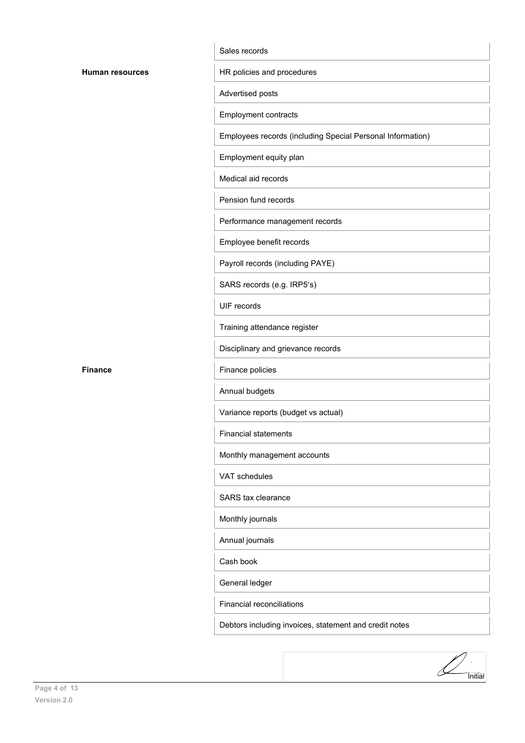| | |
|---|---|
| | Sales records |
| **Human resources** | HR policies and procedures |
| | Advertised posts |
| | Employment contracts |
| | Employees records (including Special Personal Information) |
| | Employment equity plan |
| | Medical aid records |
| | Pension fund records |
| | Performance management records |
| | Employee benefit records |
| | Payroll records (including PAYE) |
| | SARS records (e.g. IRP5's) |
| | UIF records |
| | Training attendance register |
| | Disciplinary and grievance records |
| **Finance** | Finance policies |
| | Annual budgets |
| | Variance reports (budget vs actual) |
| | Financial statements |
| | Monthly management accounts |
| | VAT schedules |
| | SARS tax clearance |
| | Monthly journals |
| | Annual journals |
| | Cash book |
| | General ledger |
| | Financial reconciliations |
| | Debtors including invoices, statement and credit notes |

Initial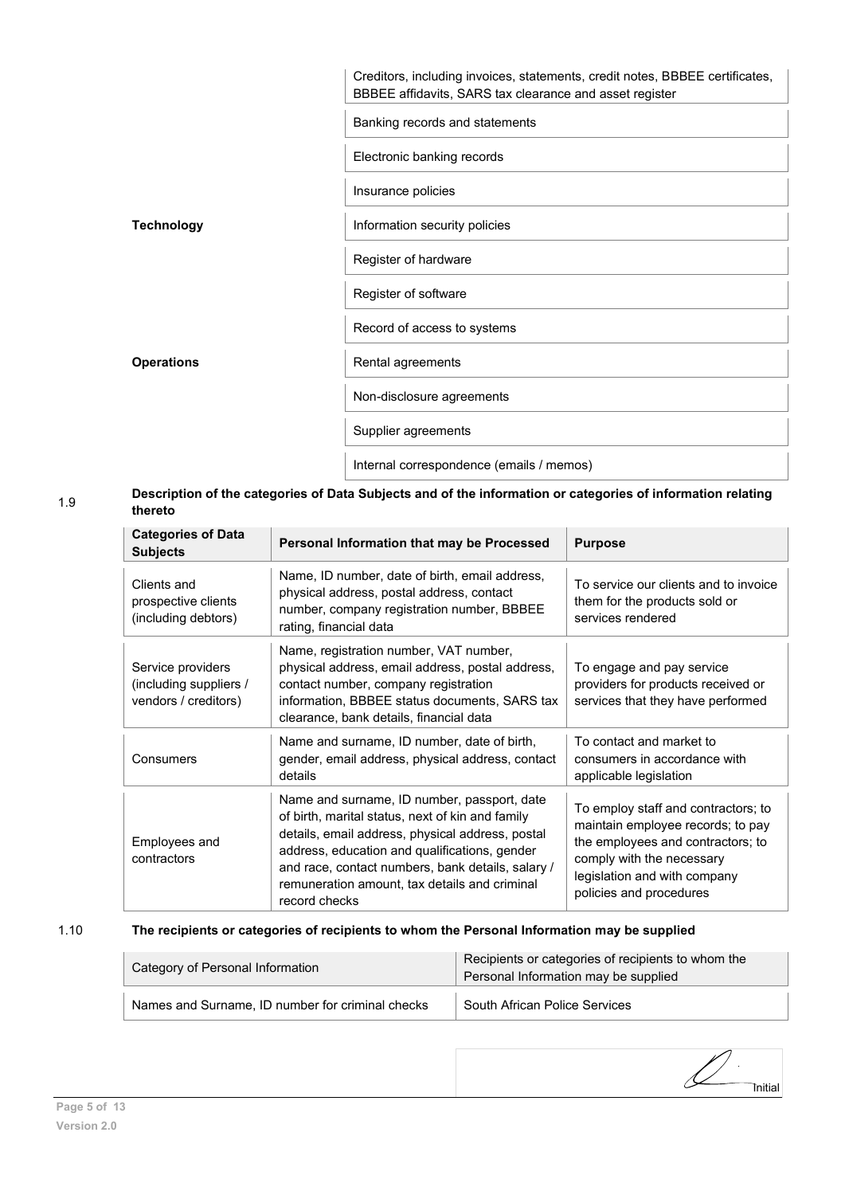| | |
|---|---|
| | Creditors, including invoices, statements, credit notes, BBBEE certificates, BBBEE affidavits, SARS tax clearance and asset register |
| | Banking records and statements |
| | Electronic banking records |
| | Insurance policies |
| **Technology** | Information security policies |
| | Register of hardware |
| | Register of software |
| | Record of access to systems |
| **Operations** | Rental agreements |
| | Non-disclosure agreements |
| | Supplier agreements |
| | Internal correspondence (emails / memos) |

1.9 **Description of the categories of Data Subjects and of the information or categories of information relating thereto**

| Categories of Data Subjects | Personal Information that may be Processed | Purpose |
|---|---|---|
| Clients and prospective clients (including debtors) | Name, ID number, date of birth, email address, physical address, postal address, contact number, company registration number, BBBEE rating, financial data | To service our clients and to invoice them for the products sold or services rendered |
| Service providers (including suppliers / vendors / creditors) | Name, registration number, VAT number, physical address, email address, postal address, contact number, company registration information, BBBEE status documents, SARS tax clearance, bank details, financial data | To engage and pay service providers for products received or services that they have performed |
| Consumers | Name and surname, ID number, date of birth, gender, email address, physical address, contact details | To contact and market to consumers in accordance with applicable legislation |
| Employees and contractors | Name and surname, ID number, passport, date of birth, marital status, next of kin and family details, email address, physical address, postal address, education and qualifications, gender and race, contact numbers, bank details, salary / remuneration amount, tax details and criminal record checks | To employ staff and contractors; to maintain employee records; to pay the employees and contractors; to comply with the necessary legislation and with company policies and procedures |

1.10 **The recipients or categories of recipients to whom the Personal Information may be supplied**

| Category of Personal Information | Recipients or categories of recipients to whom the Personal Information may be supplied |
|---|---|
| Names and Surname, ID number for criminal checks | South African Police Services |

Initial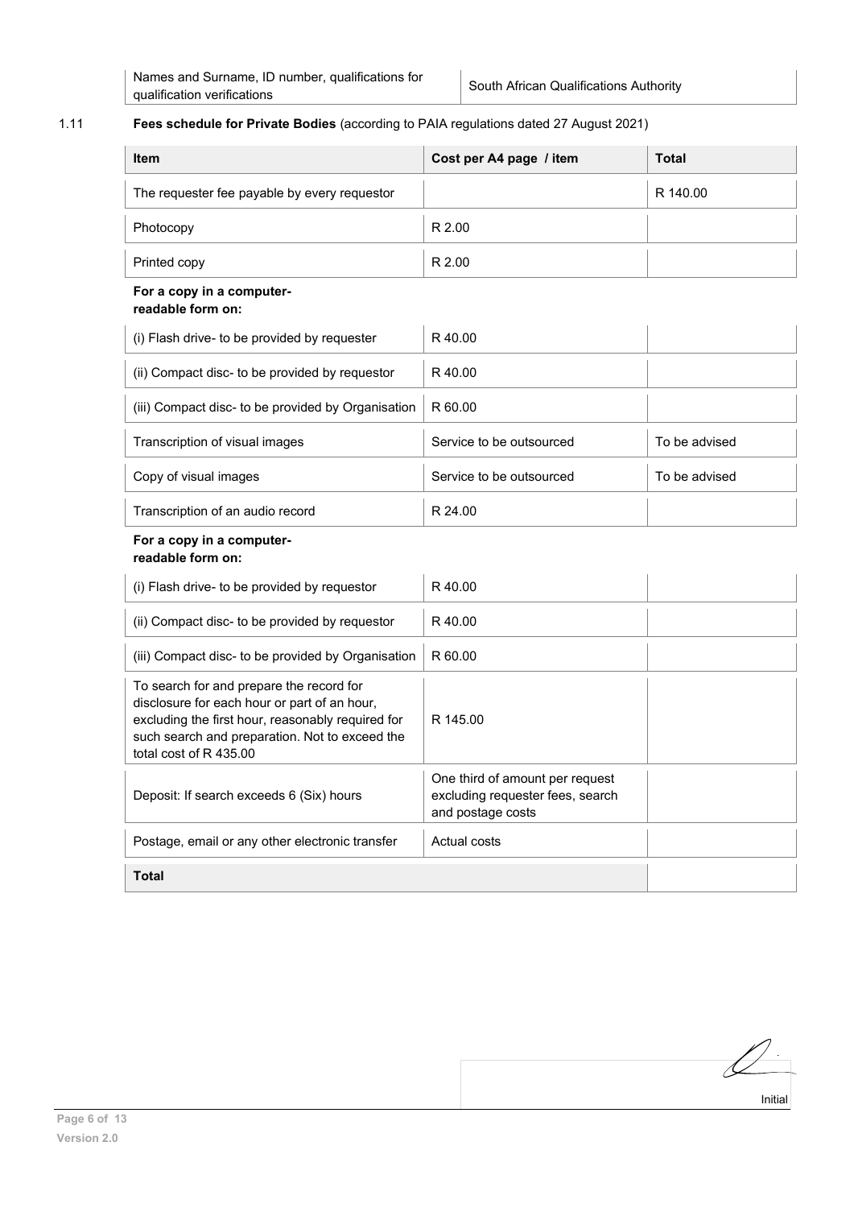| Names and Surname, ID number, qualifications for qualification verifications | South African Qualifications Authority |
|---|---|

1.11 **Fees schedule for Private Bodies** (according to PAIA regulations dated 27 August 2021)

| Item | Cost per A4 page / item | Total |
|---|---|---|
| The requester fee payable by every requestor | | R 140.00 |
| Photocopy | R 2.00 | |
| Printed copy | R 2.00 | |
| **For a copy in a computer-readable form on:** | | |
| (i) Flash drive- to be provided by requester | R 40.00 | |
| (ii) Compact disc- to be provided by requestor | R 40.00 | |
| (iii) Compact disc- to be provided by Organisation | R 60.00 | |
| Transcription of visual images | Service to be outsourced | To be advised |
| Copy of visual images | Service to be outsourced | To be advised |
| Transcription of an audio record | R 24.00 | |
| **For a copy in a computer-readable form on:** | | |
| (i) Flash drive- to be provided by requestor | R 40.00 | |
| (ii) Compact disc- to be provided by requestor | R 40.00 | |
| (iii) Compact disc- to be provided by Organisation | R 60.00 | |
| To search for and prepare the record for disclosure for each hour or part of an hour, excluding the first hour, reasonably required for such search and preparation. Not to exceed the total cost of R 435.00 | R 145.00 | |
| Deposit: If search exceeds 6 (Six) hours | One third of amount per request excluding requester fees, search and postage costs | |
| Postage, email or any other electronic transfer | Actual costs | |
| **Total** | | |

Initial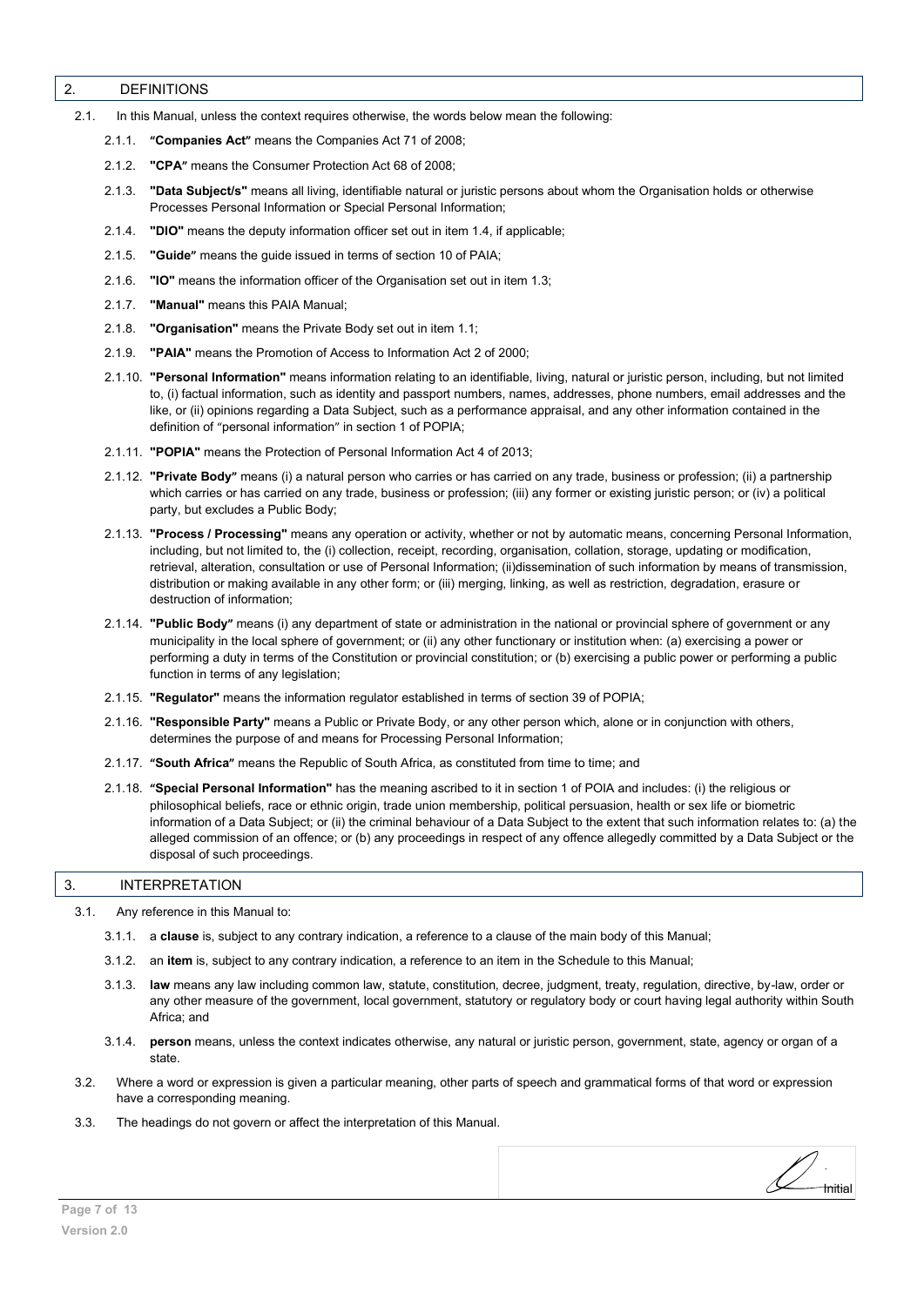## 2. DEFINITIONS

2.1. In this Manual, unless the context requires otherwise, the words below mean the following:

2.1.1. **"Companies Act"** means the Companies Act 71 of 2008;

2.1.2. **"CPA"** means the Consumer Protection Act 68 of 2008;

2.1.3. **"Data Subject/s"** means all living, identifiable natural or juristic persons about whom the Organisation holds or otherwise Processes Personal Information or Special Personal Information;

2.1.4. **"DIO"** means the deputy information officer set out in item 1.4, if applicable;

2.1.5. **"Guide"** means the guide issued in terms of section 10 of PAIA;

2.1.6. **"IO"** means the information officer of the Organisation set out in item 1.3;

2.1.7. **"Manual"** means this PAIA Manual;

2.1.8. **"Organisation"** means the Private Body set out in item 1.1;

2.1.9. **"PAIA"** means the Promotion of Access to Information Act 2 of 2000;

2.1.10. **"Personal Information"** means information relating to an identifiable, living, natural or juristic person, including, but not limited to, (i) factual information, such as identity and passport numbers, names, addresses, phone numbers, email addresses and the like, or (ii) opinions regarding a Data Subject, such as a performance appraisal, and any other information contained in the definition of "personal information" in section 1 of POPIA;

2.1.11. **"POPIA"** means the Protection of Personal Information Act 4 of 2013;

2.1.12. **"Private Body"** means (i) a natural person who carries or has carried on any trade, business or profession; (ii) a partnership which carries or has carried on any trade, business or profession; (iii) any former or existing juristic person; or (iv) a political party, but excludes a Public Body;

2.1.13. **"Process / Processing"** means any operation or activity, whether or not by automatic means, concerning Personal Information, including, but not limited to, the (i) collection, receipt, recording, organisation, collation, storage, updating or modification, retrieval, alteration, consultation or use of Personal Information; (ii)dissemination of such information by means of transmission, distribution or making available in any other form; or (iii) merging, linking, as well as restriction, degradation, erasure or destruction of information;

2.1.14. **"Public Body"** means (i) any department of state or administration in the national or provincial sphere of government or any municipality in the local sphere of government; or (ii) any other functionary or institution when: (a) exercising a power or performing a duty in terms of the Constitution or provincial constitution; or (b) exercising a public power or performing a public function in terms of any legislation;

2.1.15. **"Regulator"** means the information regulator established in terms of section 39 of POPIA;

2.1.16. **"Responsible Party"** means a Public or Private Body, or any other person which, alone or in conjunction with others, determines the purpose of and means for Processing Personal Information;

2.1.17. **"South Africa"** means the Republic of South Africa, as constituted from time to time; and

2.1.18. **"Special Personal Information"** has the meaning ascribed to it in section 1 of POIA and includes: (i) the religious or philosophical beliefs, race or ethnic origin, trade union membership, political persuasion, health or sex life or biometric information of a Data Subject; or (ii) the criminal behaviour of a Data Subject to the extent that such information relates to: (a) the alleged commission of an offence; or (b) any proceedings in respect of any offence allegedly committed by a Data Subject or the disposal of such proceedings.

## 3. INTERPRETATION

3.1. Any reference in this Manual to:

3.1.1. a **clause** is, subject to any contrary indication, a reference to a clause of the main body of this Manual;

3.1.2. an **item** is, subject to any contrary indication, a reference to an item in the Schedule to this Manual;

3.1.3. **law** means any law including common law, statute, constitution, decree, judgment, treaty, regulation, directive, by-law, order or any other measure of the government, local government, statutory or regulatory body or court having legal authority within South Africa; and

3.1.4. **person** means, unless the context indicates otherwise, any natural or juristic person, government, state, agency or organ of a state.

3.2. Where a word or expression is given a particular meaning, other parts of speech and grammatical forms of that word or expression have a corresponding meaning.

3.3. The headings do not govern or affect the interpretation of this Manual.

Initial

Version 2.0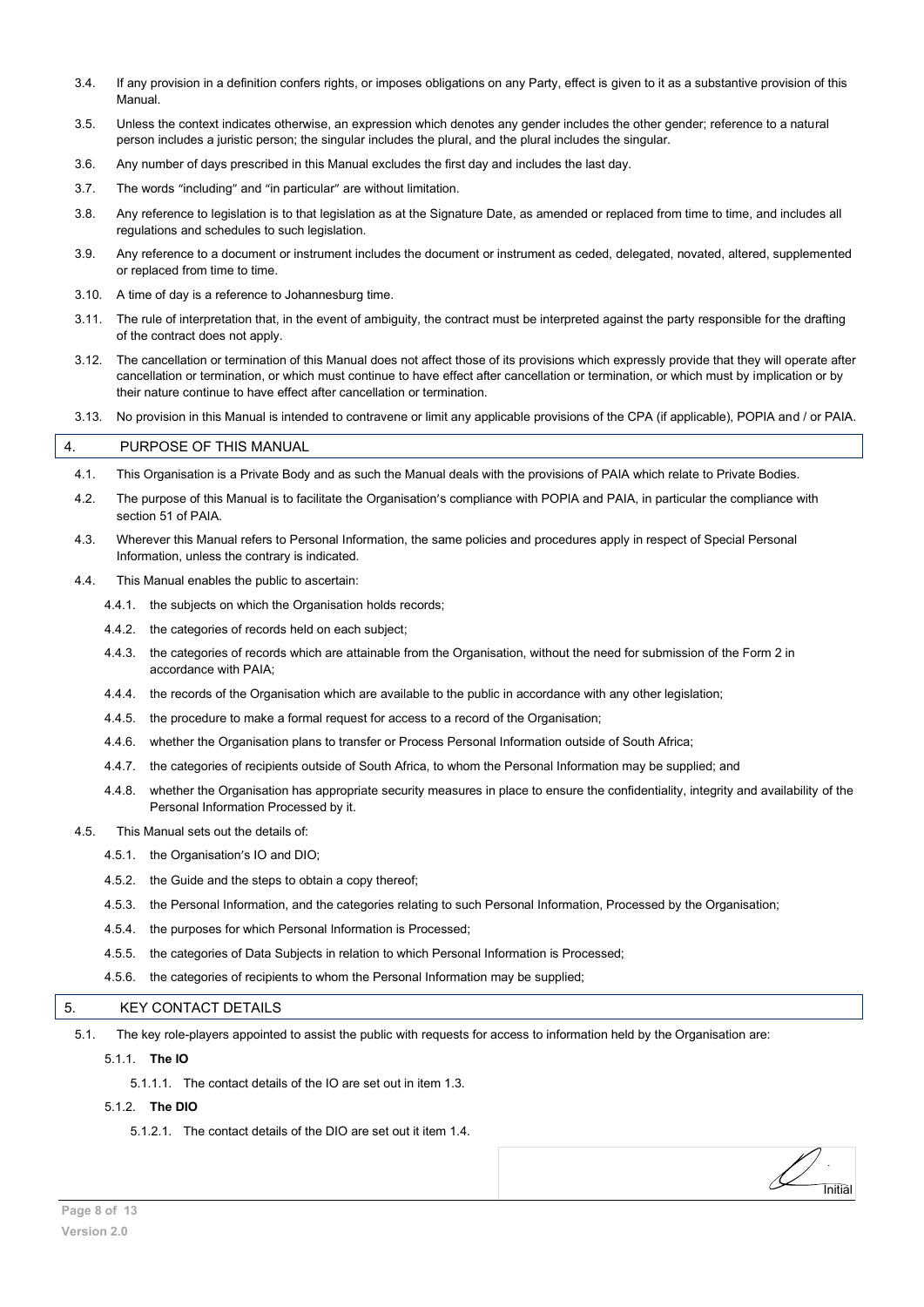3.4. If any provision in a definition confers rights, or imposes obligations on any Party, effect is given to it as a substantive provision of this Manual.

3.5. Unless the context indicates otherwise, an expression which denotes any gender includes the other gender; reference to a natural person includes a juristic person; the singular includes the plural, and the plural includes the singular.

3.6. Any number of days prescribed in this Manual excludes the first day and includes the last day.

3.7. The words "including" and "in particular" are without limitation.

3.8. Any reference to legislation is to that legislation as at the Signature Date, as amended or replaced from time to time, and includes all regulations and schedules to such legislation.

3.9. Any reference to a document or instrument includes the document or instrument as ceded, delegated, novated, altered, supplemented or replaced from time to time.

3.10. A time of day is a reference to Johannesburg time.

3.11. The rule of interpretation that, in the event of ambiguity, the contract must be interpreted against the party responsible for the drafting of the contract does not apply.

3.12. The cancellation or termination of this Manual does not affect those of its provisions which expressly provide that they will operate after cancellation or termination, or which must continue to have effect after cancellation or termination, or which must by implication or by their nature continue to have effect after cancellation or termination.

3.13. No provision in this Manual is intended to contravene or limit any applicable provisions of the CPA (if applicable), POPIA and / or PAIA.

## 4. PURPOSE OF THIS MANUAL

4.1. This Organisation is a Private Body and as such the Manual deals with the provisions of PAIA which relate to Private Bodies.

4.2. The purpose of this Manual is to facilitate the Organisation's compliance with POPIA and PAIA, in particular the compliance with section 51 of PAIA.

4.3. Wherever this Manual refers to Personal Information, the same policies and procedures apply in respect of Special Personal Information, unless the contrary is indicated.

4.4. This Manual enables the public to ascertain:

4.4.1. the subjects on which the Organisation holds records;

4.4.2. the categories of records held on each subject;

4.4.3. the categories of records which are attainable from the Organisation, without the need for submission of the Form 2 in accordance with PAIA;

4.4.4. the records of the Organisation which are available to the public in accordance with any other legislation;

4.4.5. the procedure to make a formal request for access to a record of the Organisation;

4.4.6. whether the Organisation plans to transfer or Process Personal Information outside of South Africa;

4.4.7. the categories of recipients outside of South Africa, to whom the Personal Information may be supplied; and

4.4.8. whether the Organisation has appropriate security measures in place to ensure the confidentiality, integrity and availability of the Personal Information Processed by it.

4.5. This Manual sets out the details of:

4.5.1. the Organisation's IO and DIO;

4.5.2. the Guide and the steps to obtain a copy thereof;

4.5.3. the Personal Information, and the categories relating to such Personal Information, Processed by the Organisation;

4.5.4. the purposes for which Personal Information is Processed;

4.5.5. the categories of Data Subjects in relation to which Personal Information is Processed;

4.5.6. the categories of recipients to whom the Personal Information may be supplied;

## 5. KEY CONTACT DETAILS

5.1. The key role-players appointed to assist the public with requests for access to information held by the Organisation are:

5.1.1. **The IO**

5.1.1.1. The contact details of the IO are set out in item 1.3.

5.1.2. **The DIO**

5.1.2.1. The contact details of the DIO are set out it item 1.4.

Initial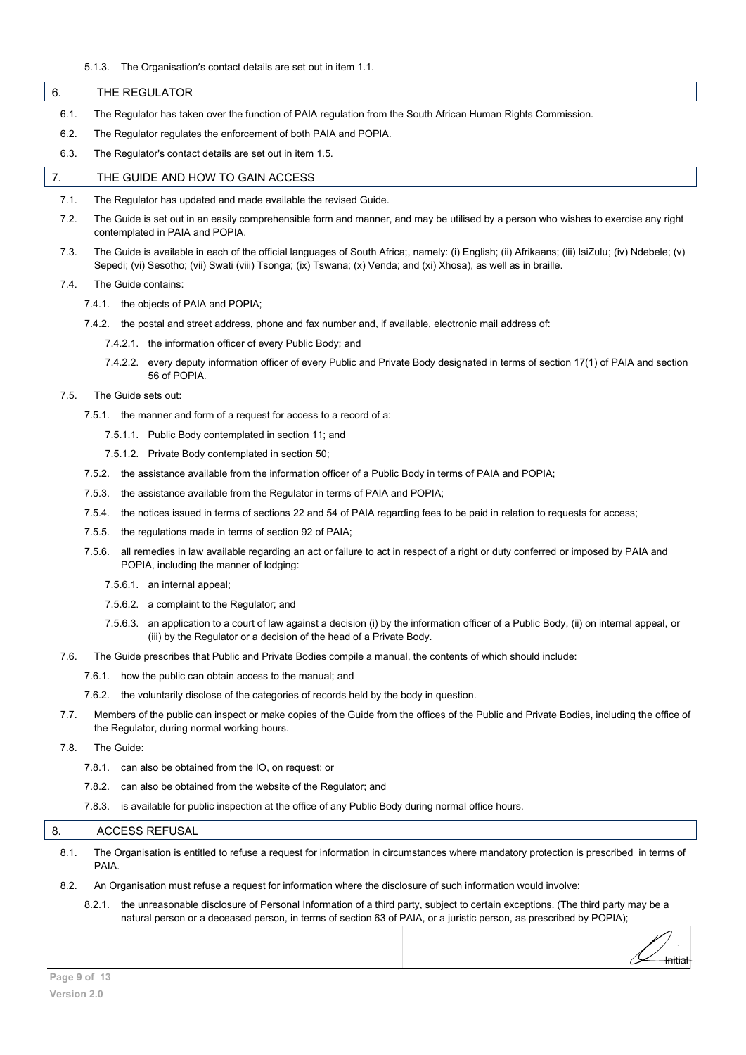5.1.3. The Organisation's contact details are set out in item 1.1.

## 6. THE REGULATOR

6.1. The Regulator has taken over the function of PAIA regulation from the South African Human Rights Commission.

6.2. The Regulator regulates the enforcement of both PAIA and POPIA.

6.3. The Regulator's contact details are set out in item 1.5.

## 7. THE GUIDE AND HOW TO GAIN ACCESS

7.1. The Regulator has updated and made available the revised Guide.

7.2. The Guide is set out in an easily comprehensible form and manner, and may be utilised by a person who wishes to exercise any right contemplated in PAIA and POPIA.

7.3. The Guide is available in each of the official languages of South Africa;, namely: (i) English; (ii) Afrikaans; (iii) IsiZulu; (iv) Ndebele; (v) Sepedi; (vi) Sesotho; (vii) Swati (viii) Tsonga; (ix) Tswana; (x) Venda; and (xi) Xhosa), as well as in braille.

7.4. The Guide contains:

7.4.1. the objects of PAIA and POPIA;

7.4.2. the postal and street address, phone and fax number and, if available, electronic mail address of:

7.4.2.1. the information officer of every Public Body; and

7.4.2.2. every deputy information officer of every Public and Private Body designated in terms of section 17(1) of PAIA and section 56 of POPIA.

7.5. The Guide sets out:

7.5.1. the manner and form of a request for access to a record of a:

7.5.1.1. Public Body contemplated in section 11; and

7.5.1.2. Private Body contemplated in section 50;

7.5.2. the assistance available from the information officer of a Public Body in terms of PAIA and POPIA;

7.5.3. the assistance available from the Regulator in terms of PAIA and POPIA;

7.5.4. the notices issued in terms of sections 22 and 54 of PAIA regarding fees to be paid in relation to requests for access;

7.5.5. the regulations made in terms of section 92 of PAIA;

7.5.6. all remedies in law available regarding an act or failure to act in respect of a right or duty conferred or imposed by PAIA and POPIA, including the manner of lodging:

7.5.6.1. an internal appeal;

7.5.6.2. a complaint to the Regulator; and

7.5.6.3. an application to a court of law against a decision (i) by the information officer of a Public Body, (ii) on internal appeal, or (iii) by the Regulator or a decision of the head of a Private Body.

7.6. The Guide prescribes that Public and Private Bodies compile a manual, the contents of which should include:

7.6.1. how the public can obtain access to the manual; and

7.6.2. the voluntarily disclose of the categories of records held by the body in question.

7.7. Members of the public can inspect or make copies of the Guide from the offices of the Public and Private Bodies, including the office of the Regulator, during normal working hours.

7.8. The Guide:

7.8.1. can also be obtained from the IO, on request; or

7.8.2. can also be obtained from the website of the Regulator; and

7.8.3. is available for public inspection at the office of any Public Body during normal office hours.

## 8. ACCESS REFUSAL

8.1. The Organisation is entitled to refuse a request for information in circumstances where mandatory protection is prescribed in terms of PAIA.

8.2. An Organisation must refuse a request for information where the disclosure of such information would involve:

8.2.1. the unreasonable disclosure of Personal Information of a third party, subject to certain exceptions. (The third party may be a natural person or a deceased person, in terms of section 63 of PAIA, or a juristic person, as prescribed by POPIA);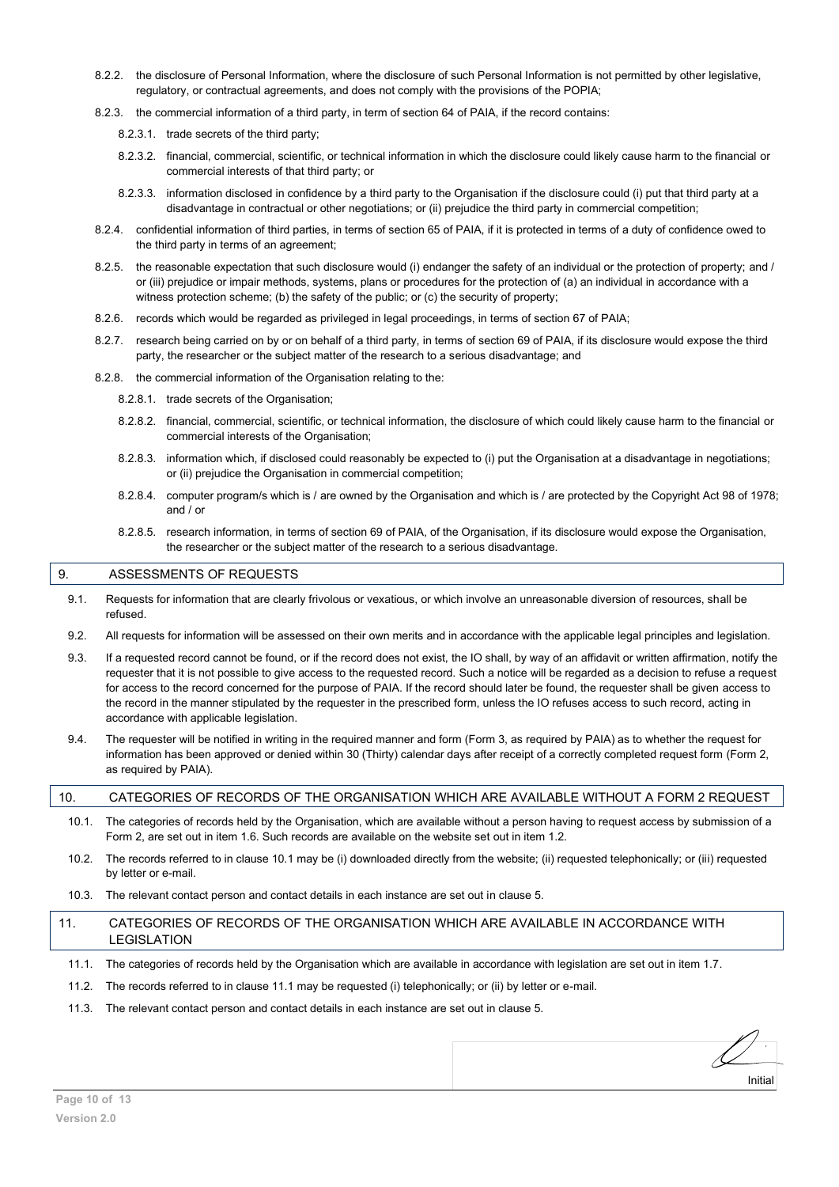8.2.2. the disclosure of Personal Information, where the disclosure of such Personal Information is not permitted by other legislative, regulatory, or contractual agreements, and does not comply with the provisions of the POPIA;

8.2.3. the commercial information of a third party, in term of section 64 of PAIA, if the record contains:

8.2.3.1. trade secrets of the third party;

8.2.3.2. financial, commercial, scientific, or technical information in which the disclosure could likely cause harm to the financial or commercial interests of that third party; or

8.2.3.3. information disclosed in confidence by a third party to the Organisation if the disclosure could (i) put that third party at a disadvantage in contractual or other negotiations; or (ii) prejudice the third party in commercial competition;

8.2.4. confidential information of third parties, in terms of section 65 of PAIA, if it is protected in terms of a duty of confidence owed to the third party in terms of an agreement;

8.2.5. the reasonable expectation that such disclosure would (i) endanger the safety of an individual or the protection of property; and / or (iii) prejudice or impair methods, systems, plans or procedures for the protection of (a) an individual in accordance with a witness protection scheme; (b) the safety of the public; or (c) the security of property;

8.2.6. records which would be regarded as privileged in legal proceedings, in terms of section 67 of PAIA;

8.2.7. research being carried on by or on behalf of a third party, in terms of section 69 of PAIA, if its disclosure would expose the third party, the researcher or the subject matter of the research to a serious disadvantage; and

8.2.8. the commercial information of the Organisation relating to the:

8.2.8.1. trade secrets of the Organisation;

8.2.8.2. financial, commercial, scientific, or technical information, the disclosure of which could likely cause harm to the financial or commercial interests of the Organisation;

8.2.8.3. information which, if disclosed could reasonably be expected to (i) put the Organisation at a disadvantage in negotiations; or (ii) prejudice the Organisation in commercial competition;

8.2.8.4. computer program/s which is / are owned by the Organisation and which is / are protected by the Copyright Act 98 of 1978; and / or

8.2.8.5. research information, in terms of section 69 of PAIA, of the Organisation, if its disclosure would expose the Organisation, the researcher or the subject matter of the research to a serious disadvantage.

## 9. ASSESSMENTS OF REQUESTS

9.1. Requests for information that are clearly frivolous or vexatious, or which involve an unreasonable diversion of resources, shall be refused.

9.2. All requests for information will be assessed on their own merits and in accordance with the applicable legal principles and legislation.

9.3. If a requested record cannot be found, or if the record does not exist, the IO shall, by way of an affidavit or written affirmation, notify the requester that it is not possible to give access to the requested record. Such a notice will be regarded as a decision to refuse a request for access to the record concerned for the purpose of PAIA. If the record should later be found, the requester shall be given access to the record in the manner stipulated by the requester in the prescribed form, unless the IO refuses access to such record, acting in accordance with applicable legislation.

9.4. The requester will be notified in writing in the required manner and form (Form 3, as required by PAIA) as to whether the request for information has been approved or denied within 30 (Thirty) calendar days after receipt of a correctly completed request form (Form 2, as required by PAIA).

## 10. CATEGORIES OF RECORDS OF THE ORGANISATION WHICH ARE AVAILABLE WITHOUT A FORM 2 REQUEST

10.1. The categories of records held by the Organisation, which are available without a person having to request access by submission of a Form 2, are set out in item 1.6. Such records are available on the website set out in item 1.2.

10.2. The records referred to in clause 10.1 may be (i) downloaded directly from the website; (ii) requested telephonically; or (iii) requested by letter or e-mail.

10.3. The relevant contact person and contact details in each instance are set out in clause 5.

## 11. CATEGORIES OF RECORDS OF THE ORGANISATION WHICH ARE AVAILABLE IN ACCORDANCE WITH LEGISLATION

11.1. The categories of records held by the Organisation which are available in accordance with legislation are set out in item 1.7.

11.2. The records referred to in clause 11.1 may be requested (i) telephonically; or (ii) by letter or e-mail.

11.3. The relevant contact person and contact details in each instance are set out in clause 5.

Initial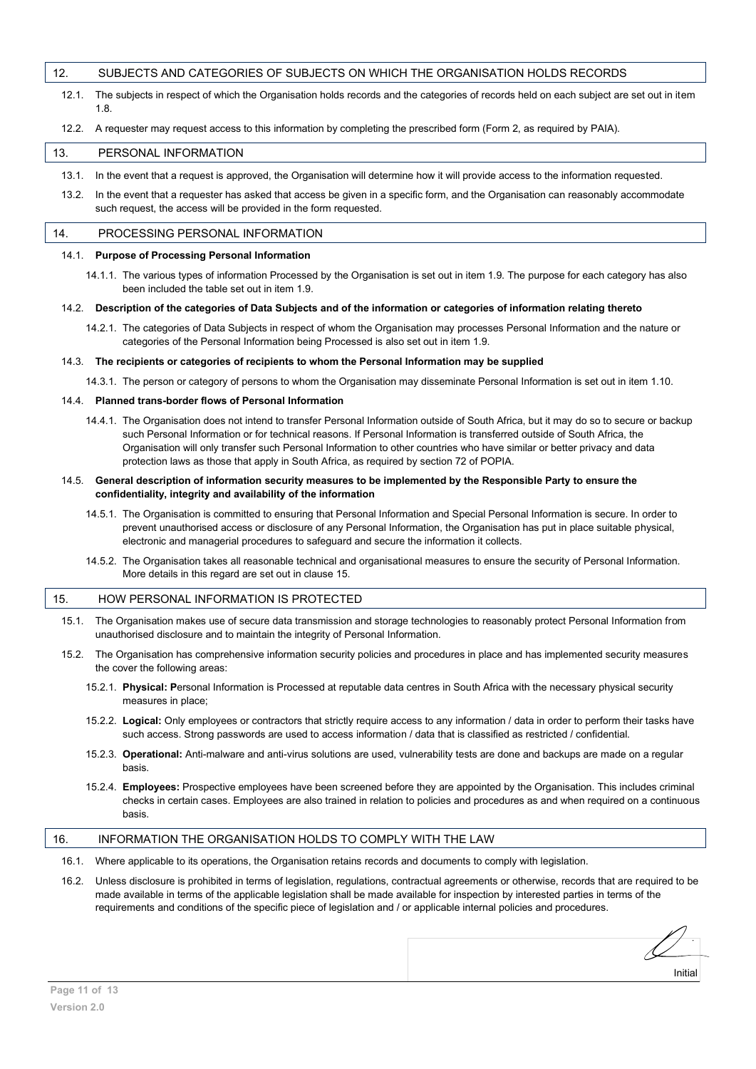## 12. SUBJECTS AND CATEGORIES OF SUBJECTS ON WHICH THE ORGANISATION HOLDS RECORDS

12.1. The subjects in respect of which the Organisation holds records and the categories of records held on each subject are set out in item 1.8.

12.2. A requester may request access to this information by completing the prescribed form (Form 2, as required by PAIA).

## 13. PERSONAL INFORMATION

13.1. In the event that a request is approved, the Organisation will determine how it will provide access to the information requested.

13.2. In the event that a requester has asked that access be given in a specific form, and the Organisation can reasonably accommodate such request, the access will be provided in the form requested.

## 14. PROCESSING PERSONAL INFORMATION

14.1. **Purpose of Processing Personal Information**

14.1.1. The various types of information Processed by the Organisation is set out in item 1.9. The purpose for each category has also been included the table set out in item 1.9.

14.2. **Description of the categories of Data Subjects and of the information or categories of information relating thereto**

14.2.1. The categories of Data Subjects in respect of whom the Organisation may processes Personal Information and the nature or categories of the Personal Information being Processed is also set out in item 1.9.

14.3. **The recipients or categories of recipients to whom the Personal Information may be supplied**

14.3.1. The person or category of persons to whom the Organisation may disseminate Personal Information is set out in item 1.10.

14.4. **Planned trans-border flows of Personal Information**

14.4.1. The Organisation does not intend to transfer Personal Information outside of South Africa, but it may do so to secure or backup such Personal Information or for technical reasons. If Personal Information is transferred outside of South Africa, the Organisation will only transfer such Personal Information to other countries who have similar or better privacy and data protection laws as those that apply in South Africa, as required by section 72 of POPIA.

14.5. **General description of information security measures to be implemented by the Responsible Party to ensure the confidentiality, integrity and availability of the information**

14.5.1. The Organisation is committed to ensuring that Personal Information and Special Personal Information is secure. In order to prevent unauthorised access or disclosure of any Personal Information, the Organisation has put in place suitable physical, electronic and managerial procedures to safeguard and secure the information it collects.

14.5.2. The Organisation takes all reasonable technical and organisational measures to ensure the security of Personal Information. More details in this regard are set out in clause 15.

## 15. HOW PERSONAL INFORMATION IS PROTECTED

15.1. The Organisation makes use of secure data transmission and storage technologies to reasonably protect Personal Information from unauthorised disclosure and to maintain the integrity of Personal Information.

15.2. The Organisation has comprehensive information security policies and procedures in place and has implemented security measures the cover the following areas:

15.2.1. **Physical: P**ersonal Information is Processed at reputable data centres in South Africa with the necessary physical security measures in place;

15.2.2. **Logical:** Only employees or contractors that strictly require access to any information / data in order to perform their tasks have such access. Strong passwords are used to access information / data that is classified as restricted / confidential.

15.2.3. **Operational:** Anti-malware and anti-virus solutions are used, vulnerability tests are done and backups are made on a regular basis.

15.2.4. **Employees:** Prospective employees have been screened before they are appointed by the Organisation. This includes criminal checks in certain cases. Employees are also trained in relation to policies and procedures as and when required on a continuous basis.

## 16. INFORMATION THE ORGANISATION HOLDS TO COMPLY WITH THE LAW

16.1. Where applicable to its operations, the Organisation retains records and documents to comply with legislation.

16.2. Unless disclosure is prohibited in terms of legislation, regulations, contractual agreements or otherwise, records that are required to be made available in terms of the applicable legislation shall be made available for inspection by interested parties in terms of the requirements and conditions of the specific piece of legislation and / or applicable internal policies and procedures.

Initial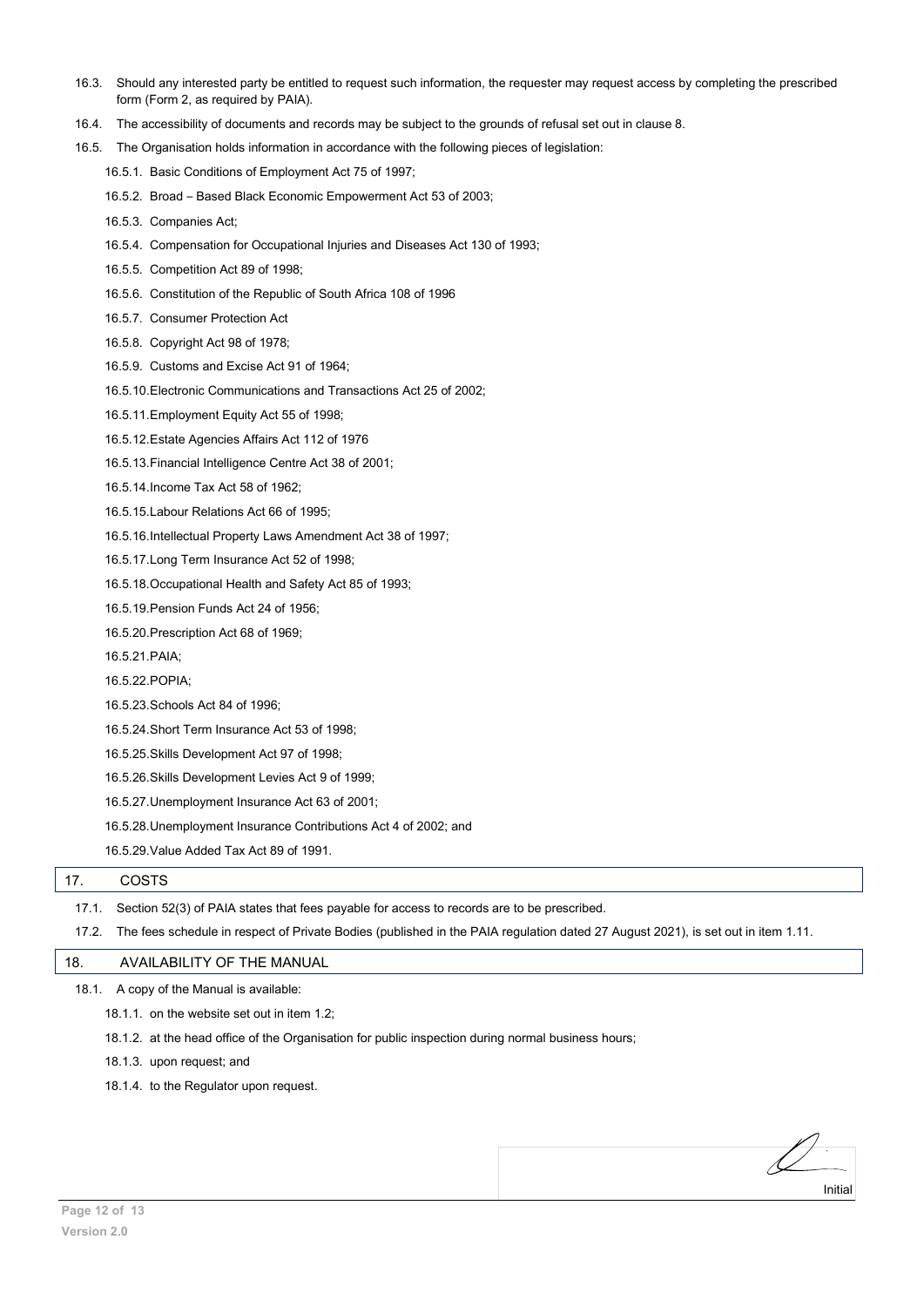16.3. Should any interested party be entitled to request such information, the requester may request access by completing the prescribed form (Form 2, as required by PAIA).

16.4. The accessibility of documents and records may be subject to the grounds of refusal set out in clause 8.

16.5. The Organisation holds information in accordance with the following pieces of legislation:

- 16.5.1. Basic Conditions of Employment Act 75 of 1997;
- 16.5.2. Broad – Based Black Economic Empowerment Act 53 of 2003;
- 16.5.3. Companies Act;
- 16.5.4. Compensation for Occupational Injuries and Diseases Act 130 of 1993;
- 16.5.5. Competition Act 89 of 1998;
- 16.5.6. Constitution of the Republic of South Africa 108 of 1996
- 16.5.7. Consumer Protection Act
- 16.5.8. Copyright Act 98 of 1978;
- 16.5.9. Customs and Excise Act 91 of 1964;
- 16.5.10. Electronic Communications and Transactions Act 25 of 2002;
- 16.5.11. Employment Equity Act 55 of 1998;
- 16.5.12. Estate Agencies Affairs Act 112 of 1976
- 16.5.13. Financial Intelligence Centre Act 38 of 2001;
- 16.5.14. Income Tax Act 58 of 1962;
- 16.5.15. Labour Relations Act 66 of 1995;
- 16.5.16. Intellectual Property Laws Amendment Act 38 of 1997;
- 16.5.17. Long Term Insurance Act 52 of 1998;
- 16.5.18. Occupational Health and Safety Act 85 of 1993;
- 16.5.19. Pension Funds Act 24 of 1956;
- 16.5.20. Prescription Act 68 of 1969;
- 16.5.21. PAIA;
- 16.5.22. POPIA;
- 16.5.23. Schools Act 84 of 1996;
- 16.5.24. Short Term Insurance Act 53 of 1998;
- 16.5.25. Skills Development Act 97 of 1998;
- 16.5.26. Skills Development Levies Act 9 of 1999;
- 16.5.27. Unemployment Insurance Act 63 of 2001;
- 16.5.28. Unemployment Insurance Contributions Act 4 of 2002; and
- 16.5.29. Value Added Tax Act 89 of 1991.

## 17. COSTS

17.1. Section 52(3) of PAIA states that fees payable for access to records are to be prescribed.

17.2. The fees schedule in respect of Private Bodies (published in the PAIA regulation dated 27 August 2021), is set out in item 1.11.

## 18. AVAILABILITY OF THE MANUAL

18.1. A copy of the Manual is available:

- 18.1.1. on the website set out in item 1.2;
- 18.1.2. at the head office of the Organisation for public inspection during normal business hours;
- 18.1.3. upon request; and
- 18.1.4. to the Regulator upon request.

Initial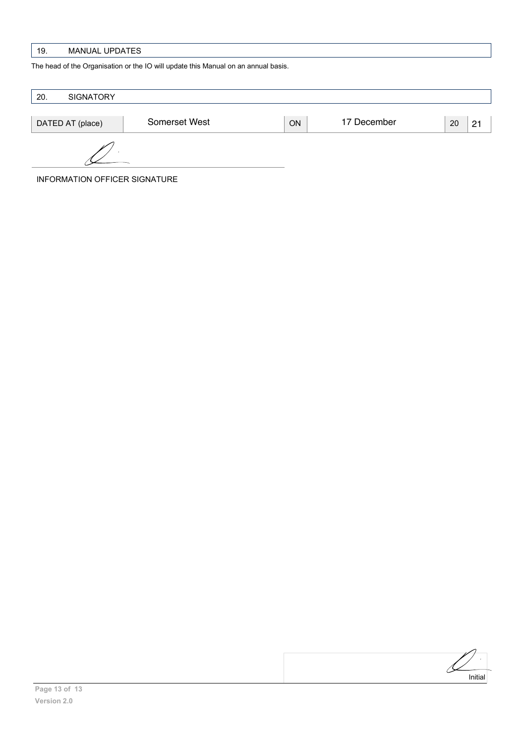## 19. MANUAL UPDATES

The head of the Organisation or the IO will update this Manual on an annual basis.

## 20. SIGNATORY

| | | | | | |
|---|---|---|---|---|---|
| DATED AT (place) | Somerset West | ON | 17 December | 20 | 21 |

INFORMATION OFFICER SIGNATURE

Initial